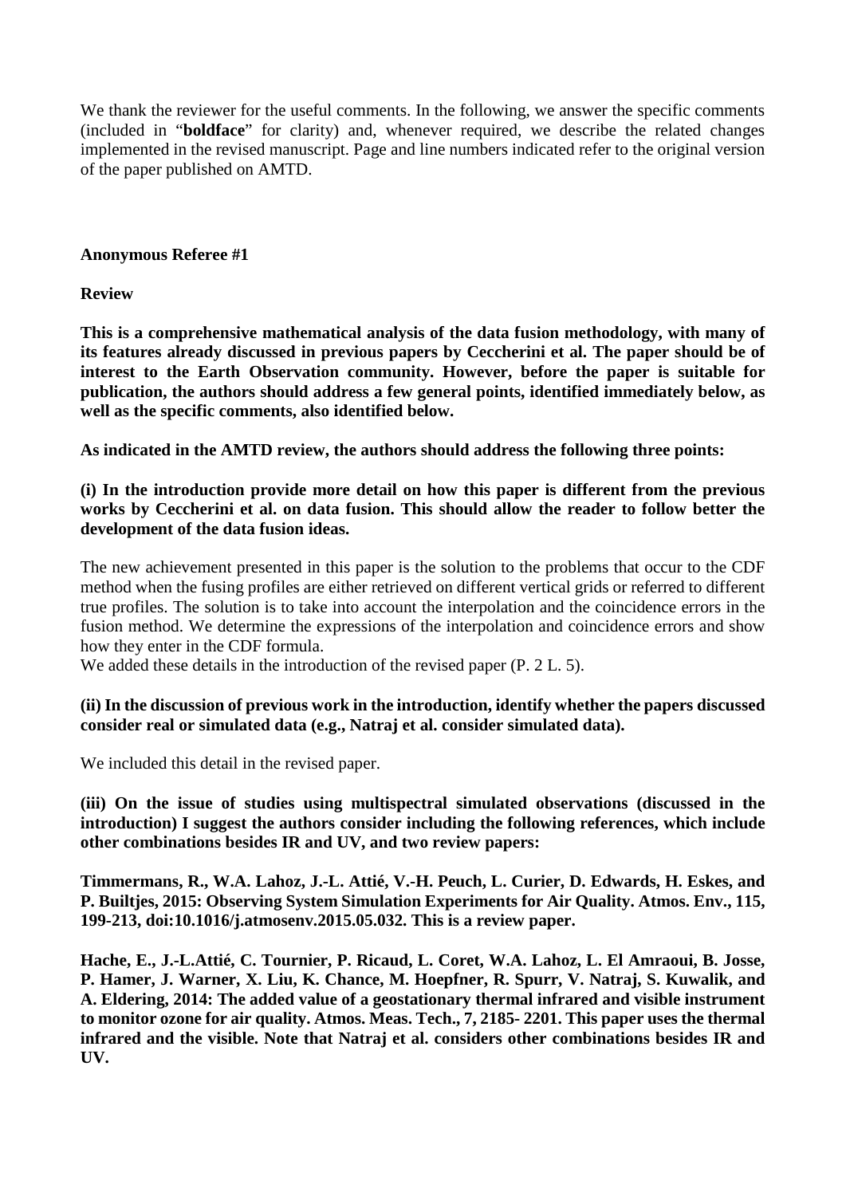We thank the reviewer for the useful comments. In the following, we answer the specific comments (included in "**boldface**" for clarity) and, whenever required, we describe the related changes implemented in the revised manuscript. Page and line numbers indicated refer to the original version of the paper published on AMTD.

**Anonymous Referee #1**

**Review**

**This is a comprehensive mathematical analysis of the data fusion methodology, with many of its features already discussed in previous papers by Ceccherini et al. The paper should be of interest to the Earth Observation community. However, before the paper is suitable for publication, the authors should address a few general points, identified immediately below, as well as the specific comments, also identified below.**

**As indicated in the AMTD review, the authors should address the following three points:**

**(i) In the introduction provide more detail on how this paper is different from the previous works by Ceccherini et al. on data fusion. This should allow the reader to follow better the development of the data fusion ideas.**

The new achievement presented in this paper is the solution to the problems that occur to the CDF method when the fusing profiles are either retrieved on different vertical grids or referred to different true profiles. The solution is to take into account the interpolation and the coincidence errors in the fusion method. We determine the expressions of the interpolation and coincidence errors and show how they enter in the CDF formula.
We added these details in the introduction of the revised paper (P. 2 L. 5).

**(ii) In the discussion of previous work in the introduction, identify whether the papers discussed consider real or simulated data (e.g., Natraj et al. consider simulated data).**

We included this detail in the revised paper.

**(iii) On the issue of studies using multispectral simulated observations (discussed in the introduction) I suggest the authors consider including the following references, which include other combinations besides IR and UV, and two review papers:**

**Timmermans, R., W.A. Lahoz, J.-L. Attié, V.-H. Peuch, L. Curier, D. Edwards, H. Eskes, and P. Builtjes, 2015: Observing System Simulation Experiments for Air Quality. Atmos. Env., 115, 199-213, doi:10.1016/j.atmosenv.2015.05.032. This is a review paper.**

**Hache, E., J.-L.Attié, C. Tournier, P. Ricaud, L. Coret, W.A. Lahoz, L. El Amraoui, B. Josse, P. Hamer, J. Warner, X. Liu, K. Chance, M. Hoepfner, R. Spurr, V. Natraj, S. Kuwalik, and A. Eldering, 2014: The added value of a geostationary thermal infrared and visible instrument to monitor ozone for air quality. Atmos. Meas. Tech., 7, 2185- 2201. This paper uses the thermal infrared and the visible. Note that Natraj et al. considers other combinations besides IR and UV.**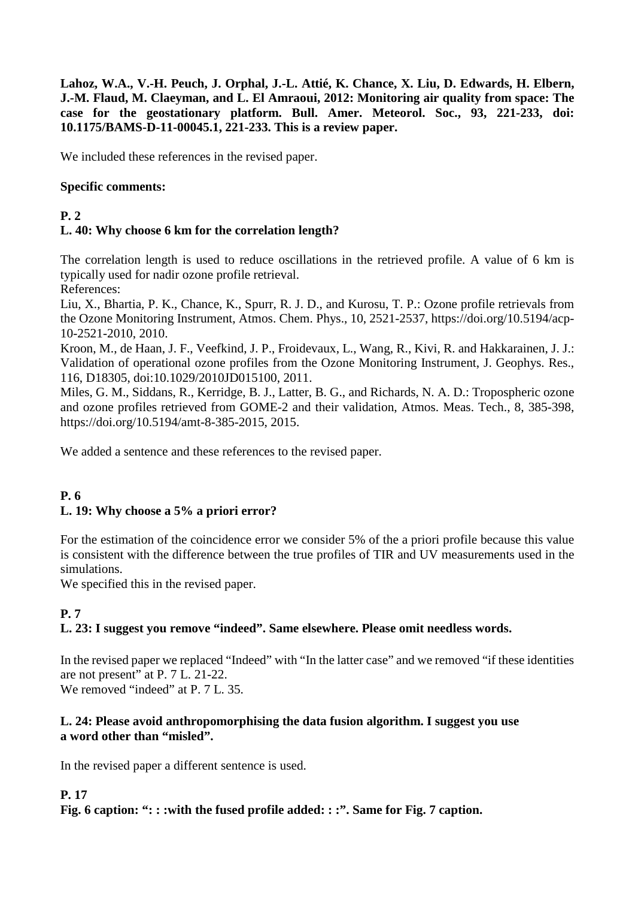**Lahoz, W.A., V.-H. Peuch, J. Orphal, J.-L. Attié, K. Chance, X. Liu, D. Edwards, H. Elbern, J.-M. Flaud, M. Claeyman, and L. El Amraoui, 2012: Monitoring air quality from space: The case for the geostationary platform. Bull. Amer. Meteorol. Soc., 93, 221-233, doi: 10.1175/BAMS-D-11-00045.1, 221-233. This is a review paper.**

We included these references in the revised paper.

**Specific comments:**

**P. 2**

**L. 40: Why choose 6 km for the correlation length?**

The correlation length is used to reduce oscillations in the retrieved profile. A value of 6 km is typically used for nadir ozone profile retrieval.

References:

Liu, X., Bhartia, P. K., Chance, K., Spurr, R. J. D., and Kurosu, T. P.: Ozone profile retrievals from the Ozone Monitoring Instrument, Atmos. Chem. Phys., 10, 2521-2537, https://doi.org/10.5194/acp-10-2521-2010, 2010.

Kroon, M., de Haan, J. F., Veefkind, J. P., Froidevaux, L., Wang, R., Kivi, R. and Hakkarainen, J. J.: Validation of operational ozone profiles from the Ozone Monitoring Instrument, J. Geophys. Res., 116, D18305, doi:10.1029/2010JD015100, 2011.

Miles, G. M., Siddans, R., Kerridge, B. J., Latter, B. G., and Richards, N. A. D.: Tropospheric ozone and ozone profiles retrieved from GOME-2 and their validation, Atmos. Meas. Tech., 8, 385-398, https://doi.org/10.5194/amt-8-385-2015, 2015.

We added a sentence and these references to the revised paper.

**P. 6**

**L. 19: Why choose a 5% a priori error?**

For the estimation of the coincidence error we consider 5% of the a priori profile because this value is consistent with the difference between the true profiles of TIR and UV measurements used in the simulations.

We specified this in the revised paper.

**P. 7**

**L. 23: I suggest you remove "indeed". Same elsewhere. Please omit needless words.**

In the revised paper we replaced "Indeed" with "In the latter case" and we removed "if these identities are not present" at P. 7 L. 21-22.

We removed "indeed" at P. 7 L. 35.

**L. 24: Please avoid anthropomorphising the data fusion algorithm. I suggest you use a word other than "misled".**

In the revised paper a different sentence is used.

**P. 17**

**Fig. 6 caption: ": : :with the fused profile added: : :". Same for Fig. 7 caption.**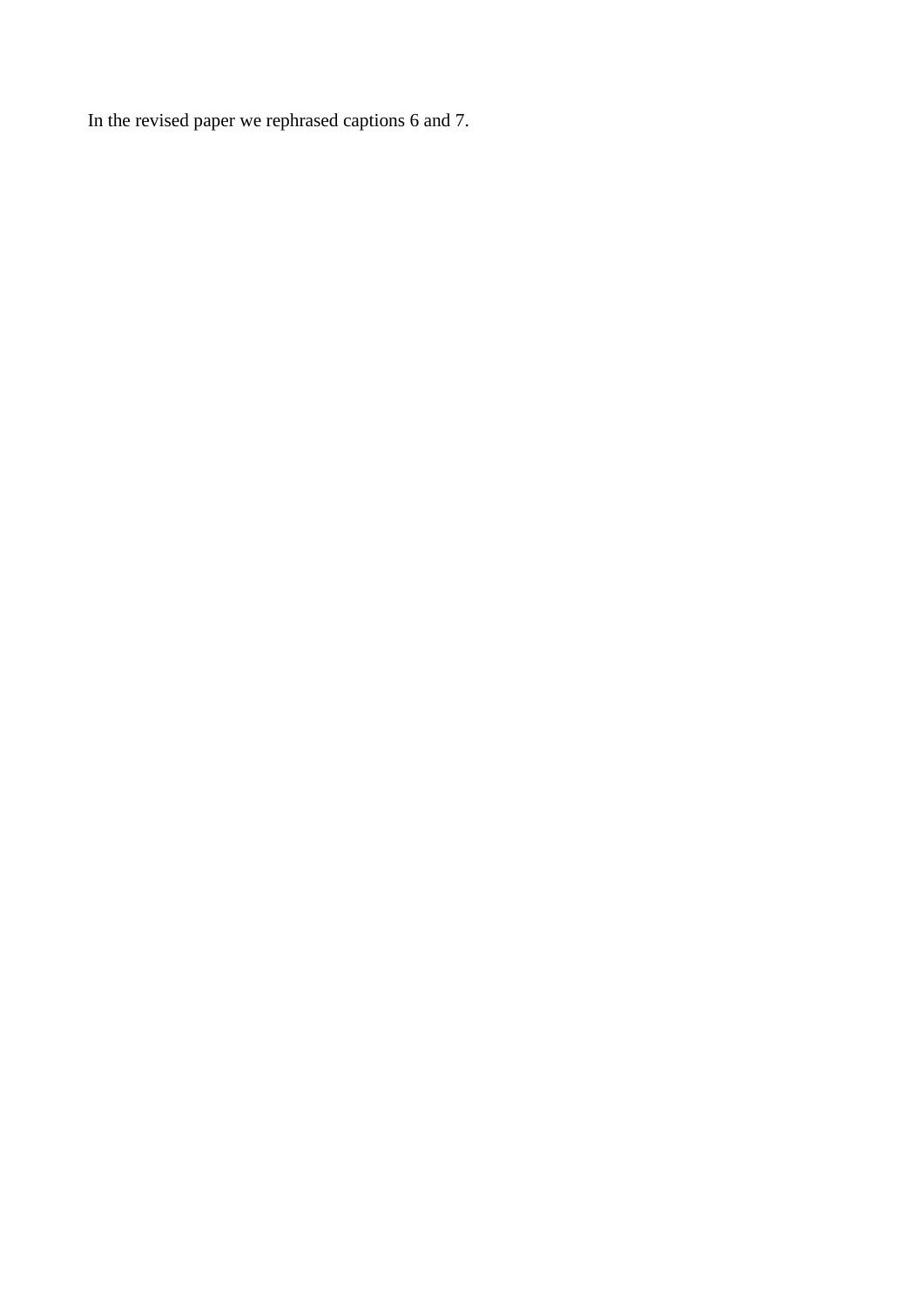In the revised paper we rephrased captions 6 and 7.